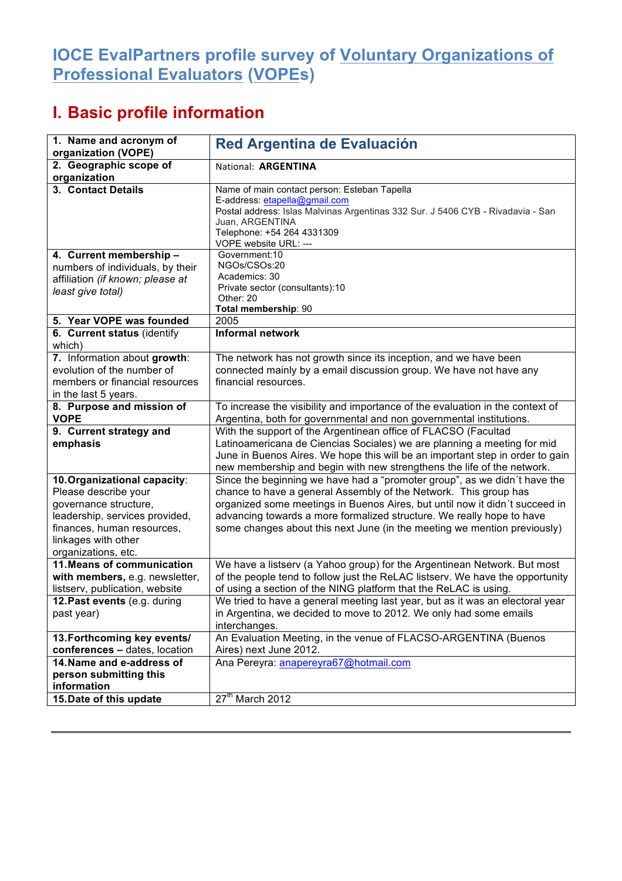# IOCE EvalPartners profile survey of Voluntary Organizations of Professional Evaluators (VOPEs)

## I. Basic profile information

| 1. **Name and acronym of organization (VOPE)** | **Red Argentina de Evaluación** |
|---|---|
| 2. **Geographic scope of organization** | National: **ARGENTINA** |
| 3. **Contact Details** | Name of main contact person: Esteban Tapella<br>E-address: etapella@gmail.com<br>Postal address: Islas Malvinas Argentinas 332 Sur. J 5406 CYB - Rivadavia - San Juan, ARGENTINA<br>Telephone: +54 264 4331309<br>VOPE website URL: --- |
| 4. **Current membership –** numbers of individuals, by their affiliation *(if known; please at least give total)* | Government:10<br>NGOs/CSOs:20<br>Academics: 30<br>Private sector (consultants):10<br>Other: 20<br>**Total membership**: 90 |
| 5. **Year VOPE was founded** | 2005 |
| 6. **Current status** (identify which) | **Informal network** |
| 7. Information about **growth**: evolution of the number of members or financial resources in the last 5 years. | The network has not growth since its inception, and we have been connected mainly by a email discussion group. We have not have any financial resources. |
| 8. **Purpose and mission of VOPE** | To increase the visibility and importance of the evaluation in the context of Argentina, both for governmental and non governmental institutions. |
| 9. **Current strategy and emphasis** | With the support of the Argentinean office of FLACSO (Facultad Latinoamericana de Ciencias Sociales) we are planning a meeting for mid June in Buenos Aires. We hope this will be an important step in order to gain new membership and begin with new strengthens the life of the network. |
| 10. **Organizational capacity**: Please describe your governance structure, leadership, services provided, finances, human resources, linkages with other organizations, etc. | Since the beginning we have had a "promoter group", as we didn´t have the chance to have a general Assembly of the Network. This group has organized some meetings in Buenos Aires, but until now it didn´t succeed in advancing towards a more formalized structure. We really hope to have some changes about this next June (in the meeting we mention previously) |
| 11. **Means of communication with members,** e.g. newsletter, listserv, publication, website | We have a listserv (a Yahoo group) for the Argentinean Network. But most of the people tend to follow just the ReLAC listserv. We have the opportunity of using a section of the NING platform that the ReLAC is using. |
| 12. **Past events** (e.g. during past year) | We tried to have a general meeting last year, but as it was an electoral year in Argentina, we decided to move to 2012. We only had some emails interchanges. |
| 13. **Forthcoming key events/ conferences –** dates, location | An Evaluation Meeting, in the venue of FLACSO-ARGENTINA (Buenos Aires) next June 2012. |
| 14. **Name and e-address of person submitting this information** | Ana Pereyra: anapereyra67@hotmail.com |
| 15. **Date of this update** | 27th March 2012 |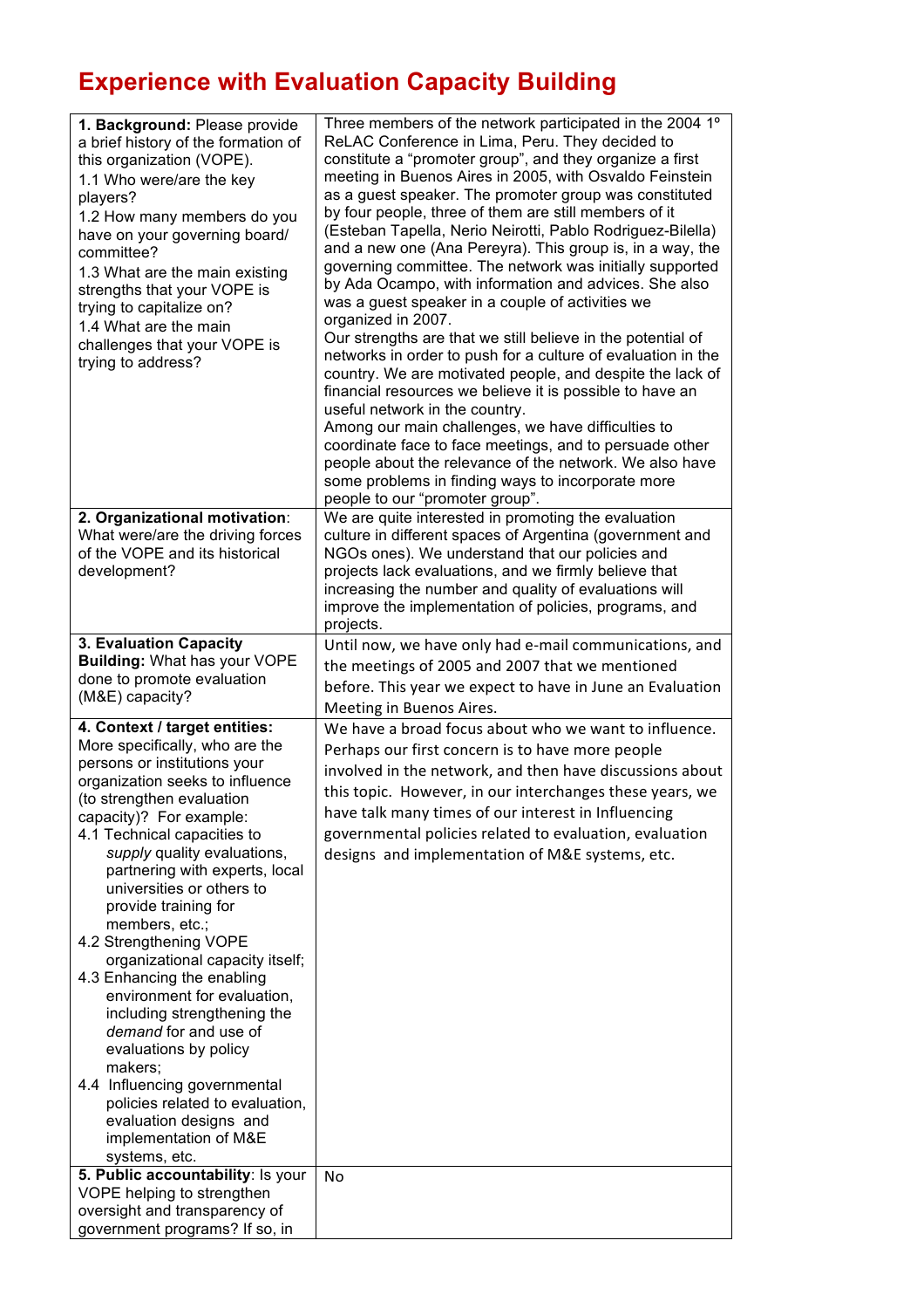# Experience with Evaluation Capacity Building

| | |
|---|---|
| **1. Background:** Please provide a brief history of the formation of this organization (VOPE).<br>1.1 Who were/are the key players?<br>1.2 How many members do you have on your governing board/ committee?<br>1.3 What are the main existing strengths that your VOPE is trying to capitalize on?<br>1.4 What are the main challenges that your VOPE is trying to address? | Three members of the network participated in the 2004 1º ReLAC Conference in Lima, Peru. They decided to constitute a "promoter group", and they organize a first meeting in Buenos Aires in 2005, with Osvaldo Feinstein as a guest speaker. The promoter group was constituted by four people, three of them are still members of it (Esteban Tapella, Nerio Neirotti, Pablo Rodriguez-Bilella) and a new one (Ana Pereyra). This group is, in a way, the governing committee. The network was initially supported by Ada Ocampo, with information and advices. She also was a guest speaker in a couple of activities we organized in 2007.<br>Our strengths are that we still believe in the potential of networks in order to push for a culture of evaluation in the country. We are motivated people, and despite the lack of financial resources we believe it is possible to have an useful network in the country.<br>Among our main challenges, we have difficulties to coordinate face to face meetings, and to persuade other people about the relevance of the network. We also have some problems in finding ways to incorporate more people to our "promoter group". |
| **2. Organizational motivation**: What were/are the driving forces of the VOPE and its historical development? | We are quite interested in promoting the evaluation culture in different spaces of Argentina (government and NGOs ones). We understand that our policies and projects lack evaluations, and we firmly believe that increasing the number and quality of evaluations will improve the implementation of policies, programs, and projects. |
| **3. Evaluation Capacity Building:** What has your VOPE done to promote evaluation (M&E) capacity? | Until now, we have only had e-mail communications, and the meetings of 2005 and 2007 that we mentioned before. This year we expect to have in June an Evaluation Meeting in Buenos Aires. |
| **4. Context / target entities:** More specifically, who are the persons or institutions your organization seeks to influence (to strengthen evaluation capacity)? For example:<br>4.1 Technical capacities to *supply* quality evaluations, partnering with experts, local universities or others to provide training for members, etc.;<br>4.2 Strengthening VOPE organizational capacity itself;<br>4.3 Enhancing the enabling environment for evaluation, including strengthening the *demand* for and use of evaluations by policy makers;<br>4.4 Influencing governmental policies related to evaluation, evaluation designs and implementation of M&E systems, etc. | We have a broad focus about who we want to influence. Perhaps our first concern is to have more people involved in the network, and then have discussions about this topic. However, in our interchanges these years, we have talk many times of our interest in Influencing governmental policies related to evaluation, evaluation designs and implementation of M&E systems, etc. |
| **5. Public accountability**: Is your VOPE helping to strengthen oversight and transparency of government programs? If so, in | No |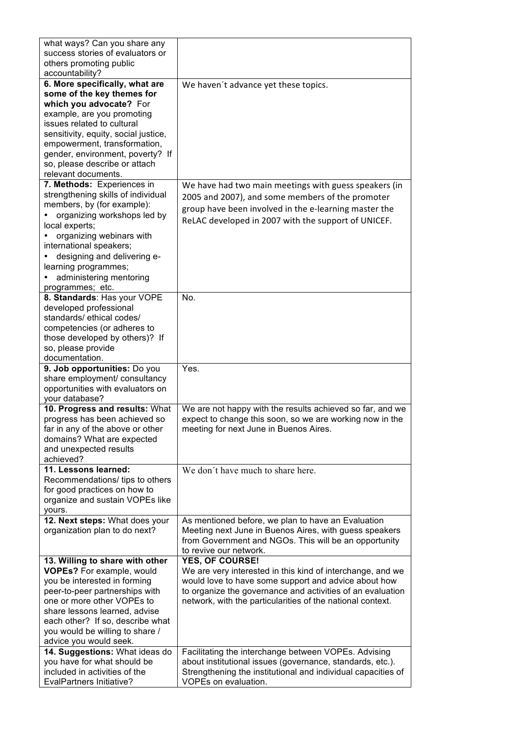| | |
|---|---|
| what ways? Can you share any success stories of evaluators or others promoting public accountability? | |
| **6. More specifically, what are some of the key themes for which you advocate?** For example, are you promoting issues related to cultural sensitivity, equity, social justice, empowerment, transformation, gender, environment, poverty? If so, please describe or attach relevant documents. | We haven´t advance yet these topics. |
| **7. Methods:** Experiences in strengthening skills of individual members, by (for example):<br>• organizing workshops led by local experts;<br>• organizing webinars with international speakers;<br>• designing and delivering e-learning programmes;<br>• administering mentoring programmes; etc. | We have had two main meetings with guess speakers (in 2005 and 2007), and some members of the promoter group have been involved in the e-learning master the ReLAC developed in 2007 with the support of UNICEF. |
| **8. Standards**: Has your VOPE developed professional standards/ ethical codes/ competencies (or adheres to those developed by others)? If so, please provide documentation. | No. |
| **9. Job opportunities:** Do you share employment/ consultancy opportunities with evaluators on your database? | Yes. |
| **10. Progress and results:** What progress has been achieved so far in any of the above or other domains? What are expected and unexpected results achieved? | We are not happy with the results achieved so far, and we expect to change this soon, so we are working now in the meeting for next June in Buenos Aires. |
| **11. Lessons learned:** Recommendations/ tips to others for good practices on how to organize and sustain VOPEs like yours. | We don´t have much to share here. |
| **12. Next steps:** What does your organization plan to do next? | As mentioned before, we plan to have an Evaluation Meeting next June in Buenos Aires, with guess speakers from Government and NGOs. This will be an opportunity to revive our network. |
| **13. Willing to share with other VOPEs?** For example, would you be interested in forming peer-to-peer partnerships with one or more other VOPEs to share lessons learned, advise each other? If so, describe what you would be willing to share / advice you would seek. | **YES, OF COURSE!**<br>We are very interested in this kind of interchange, and we would love to have some support and advice about how to organize the governance and activities of an evaluation network, with the particularities of the national context. |
| **14. Suggestions:** What ideas do you have for what should be included in activities of the EvalPartners Initiative? | Facilitating the interchange between VOPEs. Advising about institutional issues (governance, standards, etc.). Strengthening the institutional and individual capacities of VOPEs on evaluation. |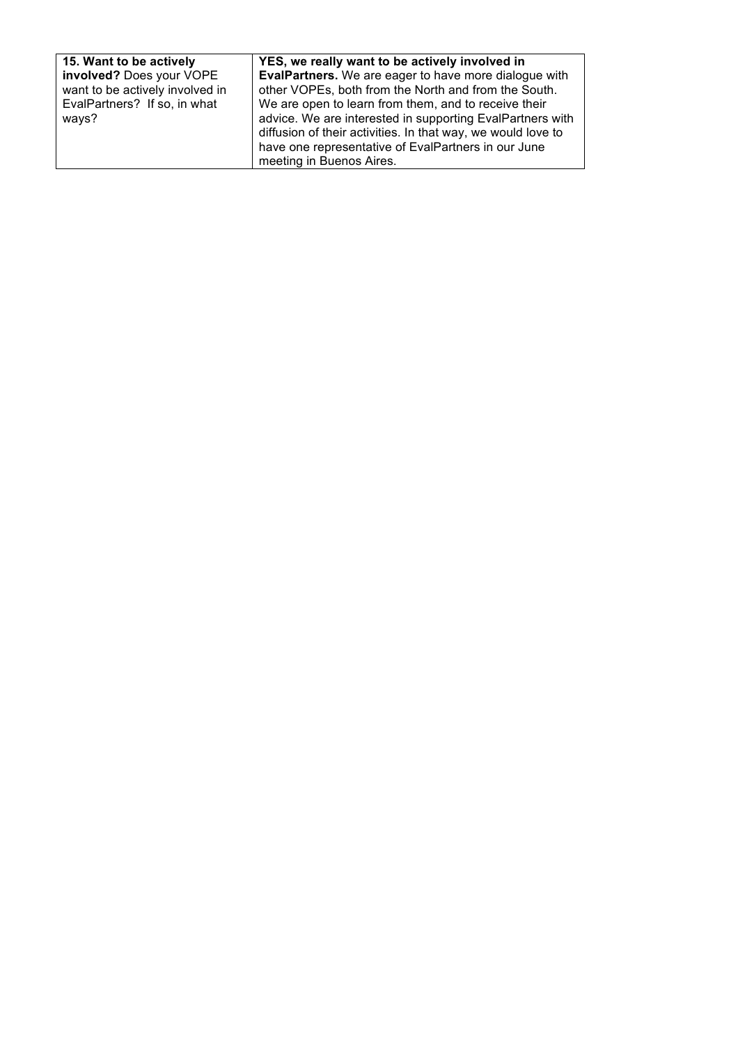| | |
|---|---|
| **15. Want to be actively involved?** Does your VOPE want to be actively involved in EvalPartners? If so, in what ways? | **YES, we really want to be actively involved in EvalPartners.** We are eager to have more dialogue with other VOPEs, both from the North and from the South. We are open to learn from them, and to receive their advice. We are interested in supporting EvalPartners with diffusion of their activities. In that way, we would love to have one representative of EvalPartners in our June meeting in Buenos Aires. |